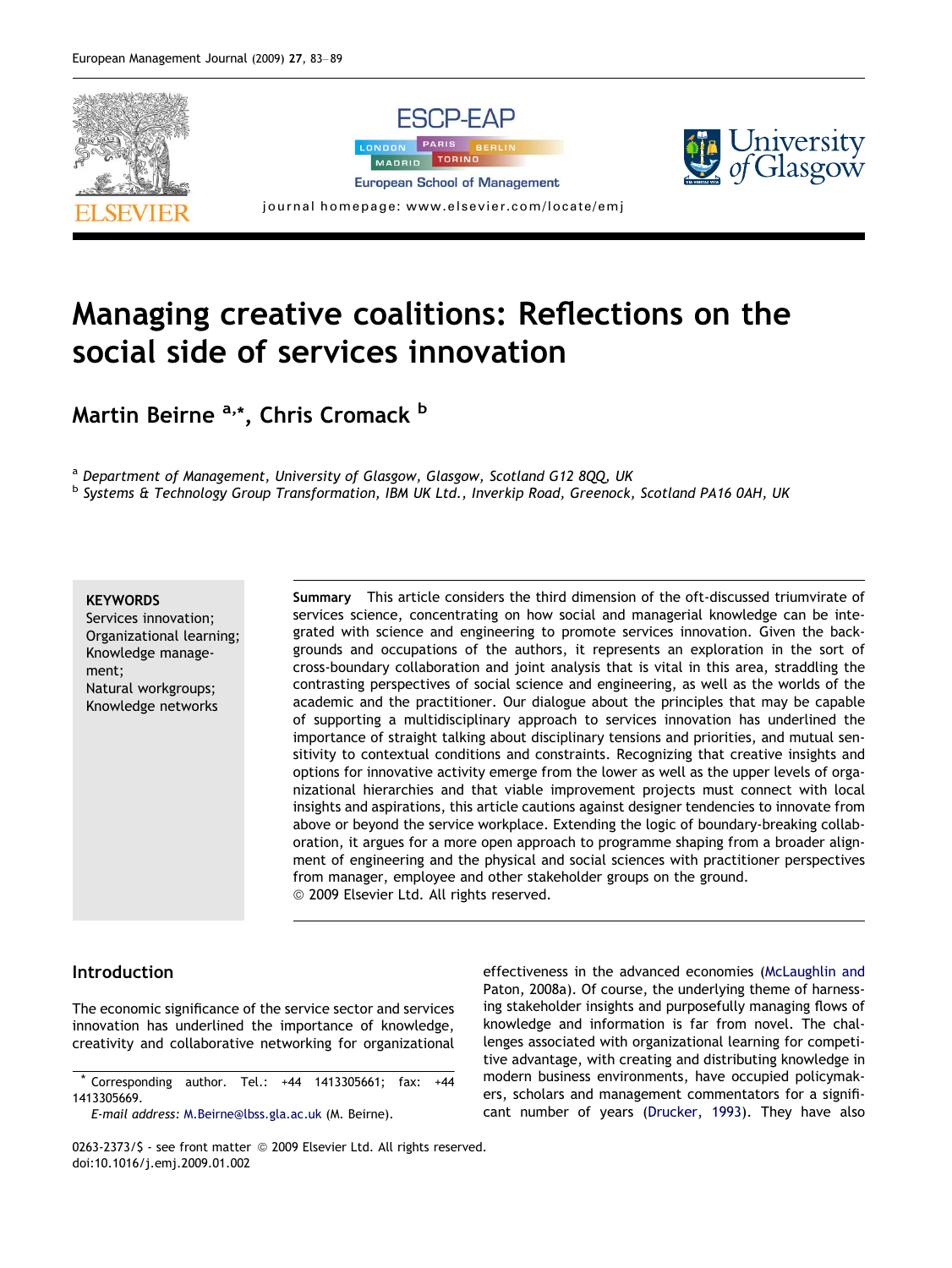# Managing creative coalitions: Reflections on the social side of services innovation

**Martin Beirne [a,*], Chris Cromack [b]**

[a] *Department of Management, University of Glasgow, Glasgow, Scotland G12 8QQ, UK*
[b] *Systems & Technology Group Transformation, IBM UK Ltd., Inverkip Road, Greenock, Scotland PA16 0AH, UK*

**KEYWORDS**
Services innovation;
Organizational learning;
Knowledge management;
Natural workgroups;
Knowledge networks

**Summary** This article considers the third dimension of the oft-discussed triumvirate of services science, concentrating on how social and managerial knowledge can be integrated with science and engineering to promote services innovation. Given the backgrounds and occupations of the authors, it represents an exploration in the sort of cross-boundary collaboration and joint analysis that is vital in this area, straddling the contrasting perspectives of social science and engineering, as well as the worlds of the academic and the practitioner. Our dialogue about the principles that may be capable of supporting a multidisciplinary approach to services innovation has underlined the importance of straight talking about disciplinary tensions and priorities, and mutual sensitivity to contextual conditions and constraints. Recognizing that creative insights and options for innovative activity emerge from the lower as well as the upper levels of organizational hierarchies and that viable improvement projects must connect with local insights and aspirations, this article cautions against designer tendencies to innovate from above or beyond the service workplace. Extending the logic of boundary-breaking collaboration, it argues for a more open approach to programme shaping from a broader alignment of engineering and the physical and social sciences with practitioner perspectives from manager, employee and other stakeholder groups on the ground.
© 2009 Elsevier Ltd. All rights reserved.

## Introduction

The economic significance of the service sector and services innovation has underlined the importance of knowledge, creativity and collaborative networking for organizational effectiveness in the advanced economies (McLaughlin and Paton, 2008a). Of course, the underlying theme of harnessing stakeholder insights and purposefully managing flows of knowledge and information is far from novel. The challenges associated with organizational learning for competitive advantage, with creating and distributing knowledge in modern business environments, have occupied policymakers, scholars and management commentators for a significant number of years (Drucker, 1993). They have also

\* Corresponding author. Tel.: +44 1413305661; fax: +44 1413305669.
*E-mail address:* M.Beirne@lbss.gla.ac.uk (M. Beirne).

0263-2373/$ - see front matter © 2009 Elsevier Ltd. All rights reserved.
doi:10.1016/j.emj.2009.01.002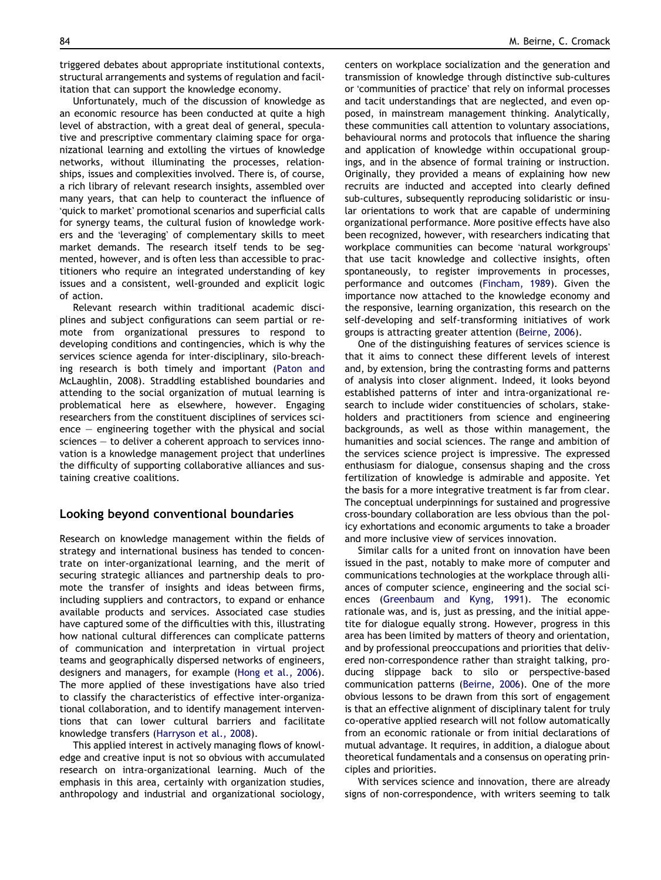triggered debates about appropriate institutional contexts, structural arrangements and systems of regulation and facilitation that can support the knowledge economy.

Unfortunately, much of the discussion of knowledge as an economic resource has been conducted at quite a high level of abstraction, with a great deal of general, speculative and prescriptive commentary claiming space for organizational learning and extolling the virtues of knowledge networks, without illuminating the processes, relationships, issues and complexities involved. There is, of course, a rich library of relevant research insights, assembled over many years, that can help to counteract the influence of 'quick to market' promotional scenarios and superficial calls for synergy teams, the cultural fusion of knowledge workers and the 'leveraging' of complementary skills to meet market demands. The research itself tends to be segmented, however, and is often less than accessible to practitioners who require an integrated understanding of key issues and a consistent, well-grounded and explicit logic of action.

Relevant research within traditional academic disciplines and subject configurations can seem partial or remote from organizational pressures to respond to developing conditions and contingencies, which is why the services science agenda for inter-disciplinary, silo-breaching research is both timely and important (Paton and McLaughlin, 2008). Straddling established boundaries and attending to the social organization of mutual learning is problematical here as elsewhere, however. Engaging researchers from the constituent disciplines of services science — engineering together with the physical and social sciences — to deliver a coherent approach to services innovation is a knowledge management project that underlines the difficulty of supporting collaborative alliances and sustaining creative coalitions.

## Looking beyond conventional boundaries

Research on knowledge management within the fields of strategy and international business has tended to concentrate on inter-organizational learning, and the merit of securing strategic alliances and partnership deals to promote the transfer of insights and ideas between firms, including suppliers and contractors, to expand or enhance available products and services. Associated case studies have captured some of the difficulties with this, illustrating how national cultural differences can complicate patterns of communication and interpretation in virtual project teams and geographically dispersed networks of engineers, designers and managers, for example (Hong et al., 2006). The more applied of these investigations have also tried to classify the characteristics of effective inter-organizational collaboration, and to identify management interventions that can lower cultural barriers and facilitate knowledge transfers (Harryson et al., 2008).

This applied interest in actively managing flows of knowledge and creative input is not so obvious with accumulated research on intra-organizational learning. Much of the emphasis in this area, certainly with organization studies, anthropology and industrial and organizational sociology, centers on workplace socialization and the generation and transmission of knowledge through distinctive sub-cultures or 'communities of practice' that rely on informal processes and tacit understandings that are neglected, and even opposed, in mainstream management thinking. Analytically, these communities call attention to voluntary associations, behavioural norms and protocols that influence the sharing and application of knowledge within occupational groupings, and in the absence of formal training or instruction. Originally, they provided a means of explaining how new recruits are inducted and accepted into clearly defined sub-cultures, subsequently reproducing solidaristic or insular orientations to work that are capable of undermining organizational performance. More positive effects have also been recognized, however, with researchers indicating that workplace communities can become 'natural workgroups' that use tacit knowledge and collective insights, often spontaneously, to register improvements in processes, performance and outcomes (Fincham, 1989). Given the importance now attached to the knowledge economy and the responsive, learning organization, this research on the self-developing and self-transforming initiatives of work groups is attracting greater attention (Beirne, 2006).

One of the distinguishing features of services science is that it aims to connect these different levels of interest and, by extension, bring the contrasting forms and patterns of analysis into closer alignment. Indeed, it looks beyond established patterns of inter and intra-organizational research to include wider constituencies of scholars, stakeholders and practitioners from science and engineering backgrounds, as well as those within management, the humanities and social sciences. The range and ambition of the services science project is impressive. The expressed enthusiasm for dialogue, consensus shaping and the cross fertilization of knowledge is admirable and apposite. Yet the basis for a more integrative treatment is far from clear. The conceptual underpinnings for sustained and progressive cross-boundary collaboration are less obvious than the policy exhortations and economic arguments to take a broader and more inclusive view of services innovation.

Similar calls for a united front on innovation have been issued in the past, notably to make more of computer and communications technologies at the workplace through alliances of computer science, engineering and the social sciences (Greenbaum and Kyng, 1991). The economic rationale was, and is, just as pressing, and the initial appetite for dialogue equally strong. However, progress in this area has been limited by matters of theory and orientation, and by professional preoccupations and priorities that delivered non-correspondence rather than straight talking, producing slippage back to silo or perspective-based communication patterns (Beirne, 2006). One of the more obvious lessons to be drawn from this sort of engagement is that an effective alignment of disciplinary talent for truly co-operative applied research will not follow automatically from an economic rationale or from initial declarations of mutual advantage. It requires, in addition, a dialogue about theoretical fundamentals and a consensus on operating principles and priorities.

With services science and innovation, there are already signs of non-correspondence, with writers seeming to talk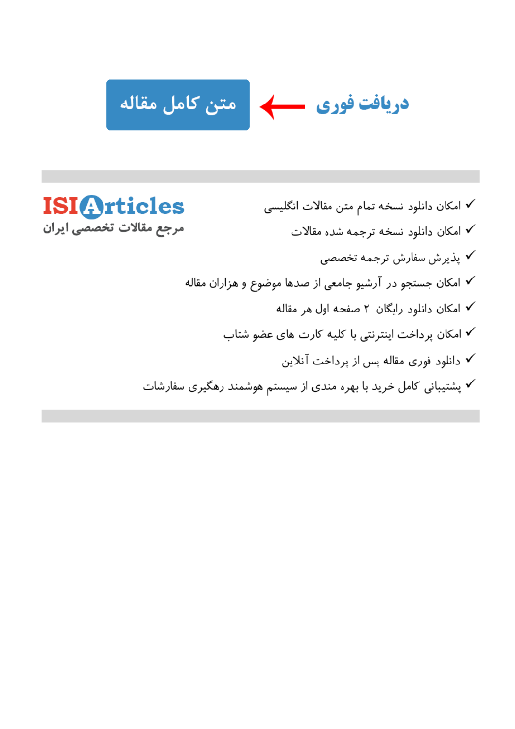دریافت فوری ← **متن کامل مقاله**

**ISIArticles**

مرجع مقالات تخصصی ایران

- ✓ امکان دانلود نسخه تمام متن مقالات انگلیسی
- ✓ امکان دانلود نسخه ترجمه شده مقالات
- ✓ پذیرش سفارش ترجمه تخصصی
- ✓ امکان جستجو در آرشیو جامعی از صدها موضوع و هزاران مقاله
- ✓ امکان دانلود رایگان ۲ صفحه اول هر مقاله
- ✓ امکان پرداخت اینترنتی با کلیه کارت های عضو شتاب
- ✓ دانلود فوری مقاله پس از پرداخت آنلاین
- ✓ پشتیبانی کامل خرید با بهره مندی از سیستم هوشمند رهگیری سفارشات